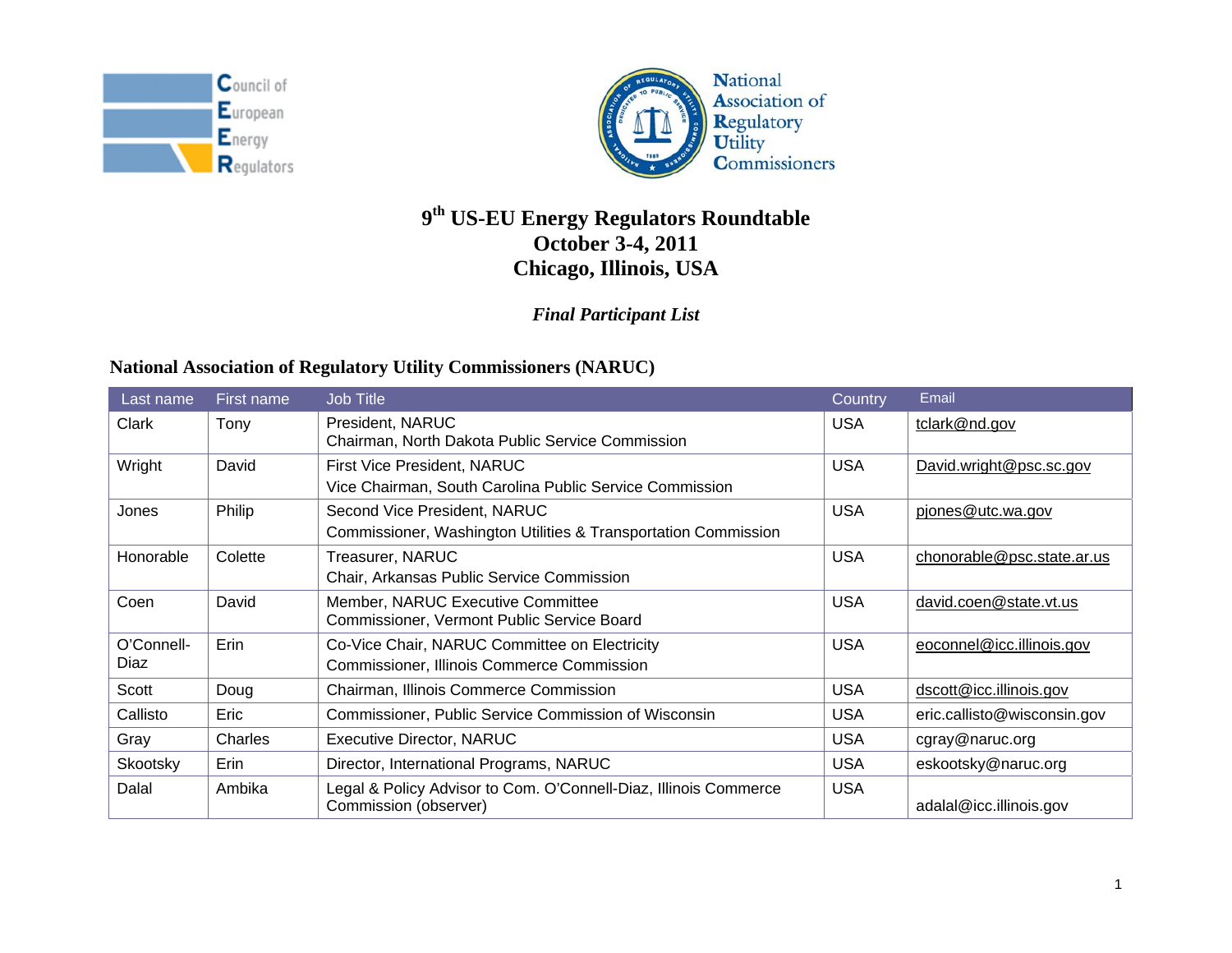Council of European Energy Regulators

National Association of Regulatory Utility Commissioners

# 9th US-EU Energy Regulators Roundtable
# October 3-4, 2011
# Chicago, Illinois, USA

*Final Participant List*

## National Association of Regulatory Utility Commissioners (NARUC)

| Last name | First name | Job Title | Country | Email |
|---|---|---|---|---|
| Clark | Tony | President, NARUC<br>Chairman, North Dakota Public Service Commission | USA | tclark@nd.gov |
| Wright | David | First Vice President, NARUC<br>Vice Chairman, South Carolina Public Service Commission | USA | David.wright@psc.sc.gov |
| Jones | Philip | Second Vice President, NARUC<br>Commissioner, Washington Utilities & Transportation Commission | USA | pjones@utc.wa.gov |
| Honorable | Colette | Treasurer, NARUC<br>Chair, Arkansas Public Service Commission | USA | chonorable@psc.state.ar.us |
| Coen | David | Member, NARUC Executive Committee<br>Commissioner, Vermont Public Service Board | USA | david.coen@state.vt.us |
| O'Connell-Diaz | Erin | Co-Vice Chair, NARUC Committee on Electricity<br>Commissioner, Illinois Commerce Commission | USA | eoconnel@icc.illinois.gov |
| Scott | Doug | Chairman, Illinois Commerce Commission | USA | dscott@icc.illinois.gov |
| Callisto | Eric | Commissioner, Public Service Commission of Wisconsin | USA | eric.callisto@wisconsin.gov |
| Gray | Charles | Executive Director, NARUC | USA | cgray@naruc.org |
| Skootsky | Erin | Director, International Programs, NARUC | USA | eskootsky@naruc.org |
| Dalal | Ambika | Legal & Policy Advisor to Com. O'Connell-Diaz, Illinois Commerce Commission (observer) | USA | adalal@icc.illinois.gov |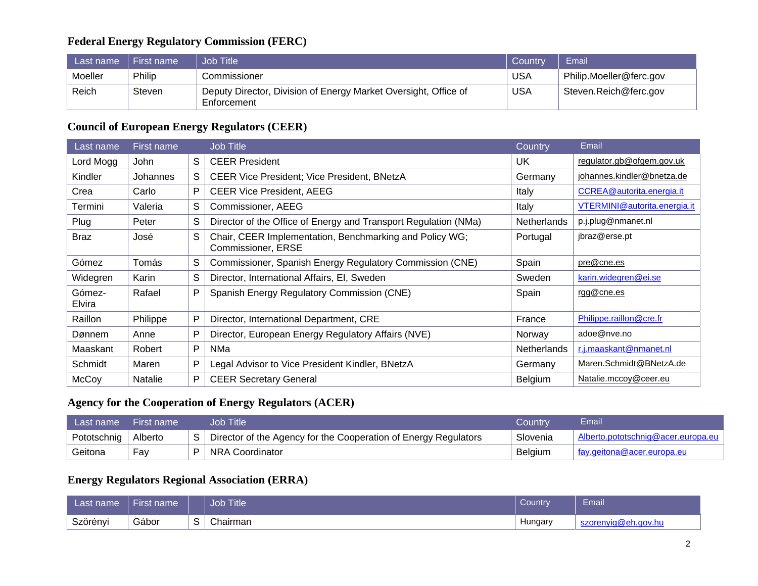## Federal Energy Regulatory Commission (FERC)

| Last name | First name | Job Title | Country | Email |
| --- | --- | --- | --- | --- |
| Moeller | Philip | Commissioner | USA | Philip.Moeller@ferc.gov |
| Reich | Steven | Deputy Director, Division of Energy Market Oversight, Office of Enforcement | USA | Steven.Reich@ferc.gov |

## Council of European Energy Regulators (CEER)

| Last name | First name | | Job Title | Country | Email |
| --- | --- | --- | --- | --- | --- |
| Lord Mogg | John | S | CEER President | UK | regulator.gb@ofgem.gov.uk |
| Kindler | Johannes | S | CEER Vice President; Vice President, BNetzA | Germany | johannes.kindler@bnetza.de |
| Crea | Carlo | P | CEER Vice President, AEEG | Italy | CCREA@autorita.energia.it |
| Termini | Valeria | S | Commissioner, AEEG | Italy | VTERMINI@autorita.energia.it |
| Plug | Peter | S | Director of the Office of Energy and Transport Regulation (NMa) | Netherlands | p.j.plug@nmanet.nl |
| Braz | José | S | Chair, CEER Implementation, Benchmarking and Policy WG; Commissioner, ERSE | Portugal | jbraz@erse.pt |
| Gómez | Tomás | S | Commissioner, Spanish Energy Regulatory Commission (CNE) | Spain | pre@cne.es |
| Widegren | Karin | S | Director, International Affairs, EI, Sweden | Sweden | karin.widegren@ei.se |
| Gómez-Elvira | Rafael | P | Spanish Energy Regulatory Commission (CNE) | Spain | rgg@cne.es |
| Raillon | Philippe | P | Director, International Department, CRE | France | Philippe.raillon@cre.fr |
| Dønnem | Anne | P | Director, European Energy Regulatory Affairs (NVE) | Norway | adoe@nve.no |
| Maaskant | Robert | P | NMa | Netherlands | r.j.maaskant@nmanet.nl |
| Schmidt | Maren | P | Legal Advisor to Vice President Kindler, BNetzA | Germany | Maren.Schmidt@BNetzA.de |
| McCoy | Natalie | P | CEER Secretary General | Belgium | Natalie.mccoy@ceer.eu |

## Agency for the Cooperation of Energy Regulators (ACER)

| Last name | First name | | Job Title | Country | Email |
| --- | --- | --- | --- | --- | --- |
| Pototschnig | Alberto | S | Director of the Agency for the Cooperation of Energy Regulators | Slovenia | Alberto.pototschnig@acer.europa.eu |
| Geitona | Fay | P | NRA Coordinator | Belgium | fay.geitona@acer.europa.eu |

## Energy Regulators Regional Association (ERRA)

| Last name | First name | | Job Title | Country | Email |
| --- | --- | --- | --- | --- | --- |
| Szörényi | Gábor | S | Chairman | Hungary | szorenyig@eh.gov.hu |